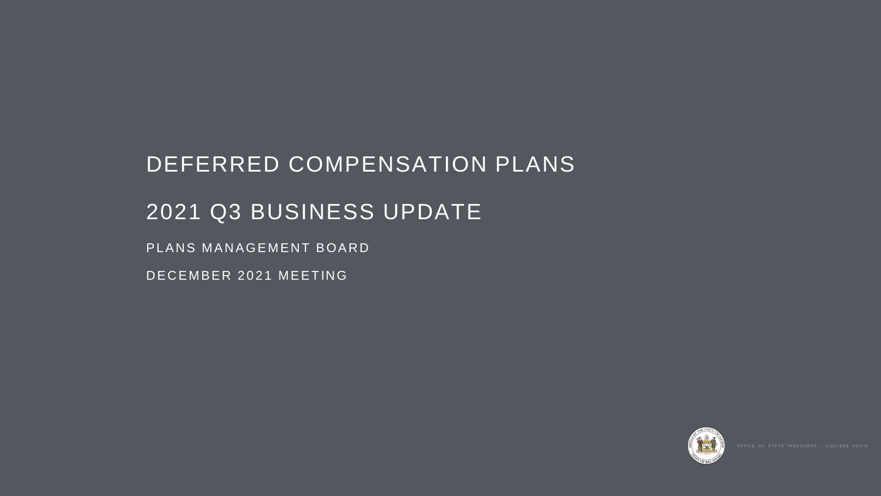# DEFERRED COMPENSATION PLANS

# 2021 Q3 BUSINESS UPDATE

PLANS MANAGEMENT BOARD

DECEMBER 2021 MEETING

OFFICE OF STATE TREASURER – COLLEEN DAVIS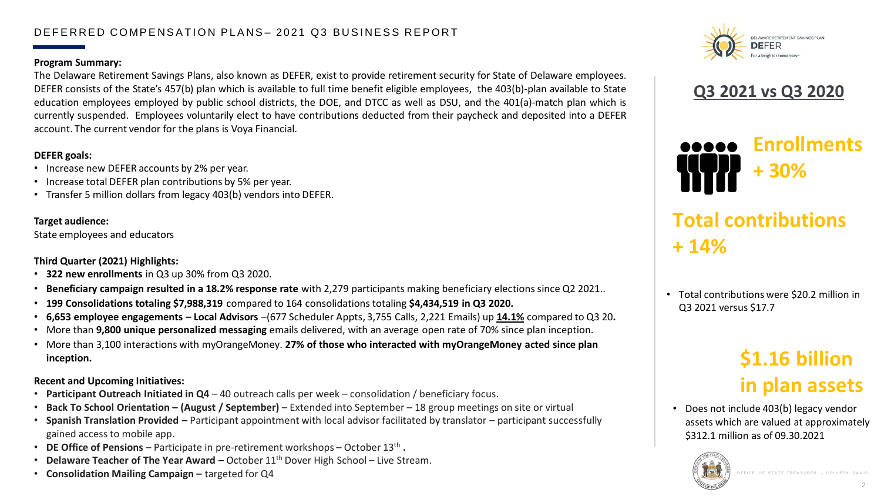# DEFERRED COMPENSATION PLANS– 2021 Q3 BUSINESS REPORT

**Program Summary:**

The Delaware Retirement Savings Plans, also known as DEFER, exist to provide retirement security for State of Delaware employees. DEFER consists of the State's 457(b) plan which is available to full time benefit eligible employees, the 403(b)-plan available to State education employees employed by public school districts, the DOE, and DTCC as well as DSU, and the 401(a)-match plan which is currently suspended. Employees voluntarily elect to have contributions deducted from their paycheck and deposited into a DEFER account. The current vendor for the plans is Voya Financial.

**DEFER goals:**

- Increase new DEFER accounts by 2% per year.
- Increase total DEFER plan contributions by 5% per year.
- Transfer 5 million dollars from legacy 403(b) vendors into DEFER.

**Target audience:**

State employees and educators

**Third Quarter (2021) Highlights:**

- **322 new enrollments** in Q3 up 30% from Q3 2020.
- **Beneficiary campaign resulted in a 18.2% response rate** with 2,279 participants making beneficiary elections since Q2 2021..
- **199 Consolidations totaling $7,988,319** compared to 164 consolidations totaling **$4,434,519 in Q3 2020.**
- **6,653 employee engagements – Local Advisors** –(677 Scheduler Appts, 3,755 Calls, 2,221 Emails) up **14.1%** compared to Q3 20**.**
- More than **9,800 unique personalized messaging** emails delivered, with an average open rate of 70% since plan inception.
- More than 3,100 interactions with myOrangeMoney. **27% of those who interacted with myOrangeMoney acted since plan inception.**

**Recent and Upcoming Initiatives:**

- **Participant Outreach Initiated in Q4** – 40 outreach calls per week – consolidation / beneficiary focus.
- **Back To School Orientation – (August / September)** – Extended into September – 18 group meetings on site or virtual
- **Spanish Translation Provided –** Participant appointment with local advisor facilitated by translator – participant successfully gained access to mobile app.
- **DE Office of Pensions** – Participate in pre-retirement workshops – October 13th **.**
- **Delaware Teacher of The Year Award –** October 11th Dover High School – Live Stream.
- **Consolidation Mailing Campaign –** targeted for Q4

DELAWARE RETIREMENT SAVINGS PLAN
DEFER
For a brighter tomorrow

## Q3 2021 vs Q3 2020

**Enrollments + 30%**

**Total contributions + 14%**

- Total contributions were $20.2 million in Q3 2021 versus $17.7

**$1.16 billion in plan assets**

- Does not include 403(b) legacy vendor assets which are valued at approximately $312.1 million as of 09.30.2021

OFFICE OF STATE TREASURER – COLLEEN DAVIS